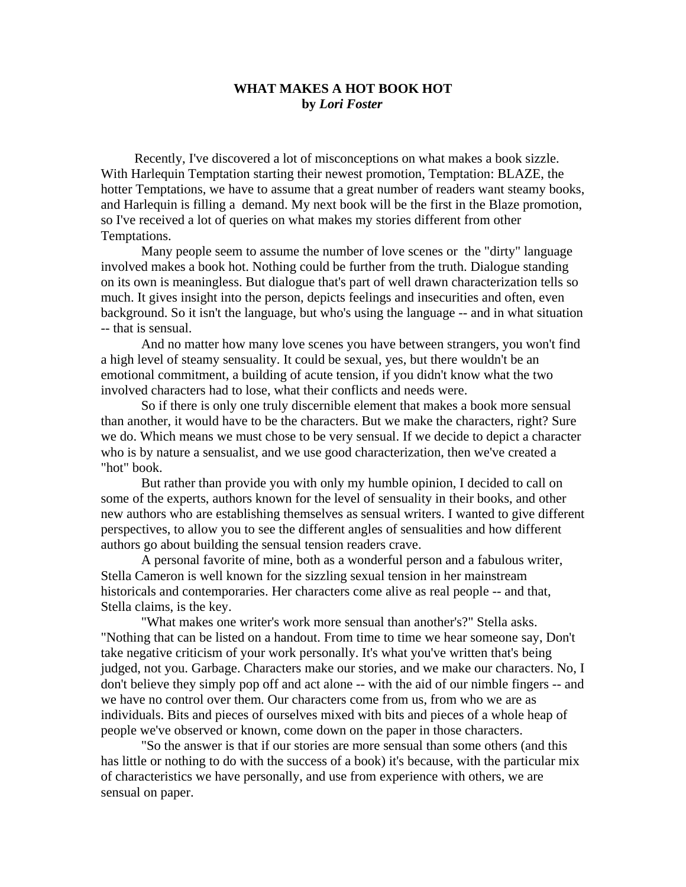# WHAT MAKES A HOT BOOK HOT
**by *Lori Foster***

Recently, I've discovered a lot of misconceptions on what makes a book sizzle. With Harlequin Temptation starting their newest promotion, Temptation: BLAZE, the hotter Temptations, we have to assume that a great number of readers want steamy books, and Harlequin is filling a demand. My next book will be the first in the Blaze promotion, so I've received a lot of queries on what makes my stories different from other Temptations.

Many people seem to assume the number of love scenes or the "dirty" language involved makes a book hot. Nothing could be further from the truth. Dialogue standing on its own is meaningless. But dialogue that's part of well drawn characterization tells so much. It gives insight into the person, depicts feelings and insecurities and often, even background. So it isn't the language, but who's using the language -- and in what situation -- that is sensual.

And no matter how many love scenes you have between strangers, you won't find a high level of steamy sensuality. It could be sexual, yes, but there wouldn't be an emotional commitment, a building of acute tension, if you didn't know what the two involved characters had to lose, what their conflicts and needs were.

So if there is only one truly discernible element that makes a book more sensual than another, it would have to be the characters. But we make the characters, right? Sure we do. Which means we must chose to be very sensual. If we decide to depict a character who is by nature a sensualist, and we use good characterization, then we've created a "hot" book.

But rather than provide you with only my humble opinion, I decided to call on some of the experts, authors known for the level of sensuality in their books, and other new authors who are establishing themselves as sensual writers. I wanted to give different perspectives, to allow you to see the different angles of sensualities and how different authors go about building the sensual tension readers crave.

A personal favorite of mine, both as a wonderful person and a fabulous writer, Stella Cameron is well known for the sizzling sexual tension in her mainstream historicals and contemporaries. Her characters come alive as real people -- and that, Stella claims, is the key.

"What makes one writer's work more sensual than another's?" Stella asks. "Nothing that can be listed on a handout. From time to time we hear someone say, Don't take negative criticism of your work personally. It's what you've written that's being judged, not you. Garbage. Characters make our stories, and we make our characters. No, I don't believe they simply pop off and act alone -- with the aid of our nimble fingers -- and we have no control over them. Our characters come from us, from who we are as individuals. Bits and pieces of ourselves mixed with bits and pieces of a whole heap of people we've observed or known, come down on the paper in those characters.

"So the answer is that if our stories are more sensual than some others (and this has little or nothing to do with the success of a book) it's because, with the particular mix of characteristics we have personally, and use from experience with others, we are sensual on paper.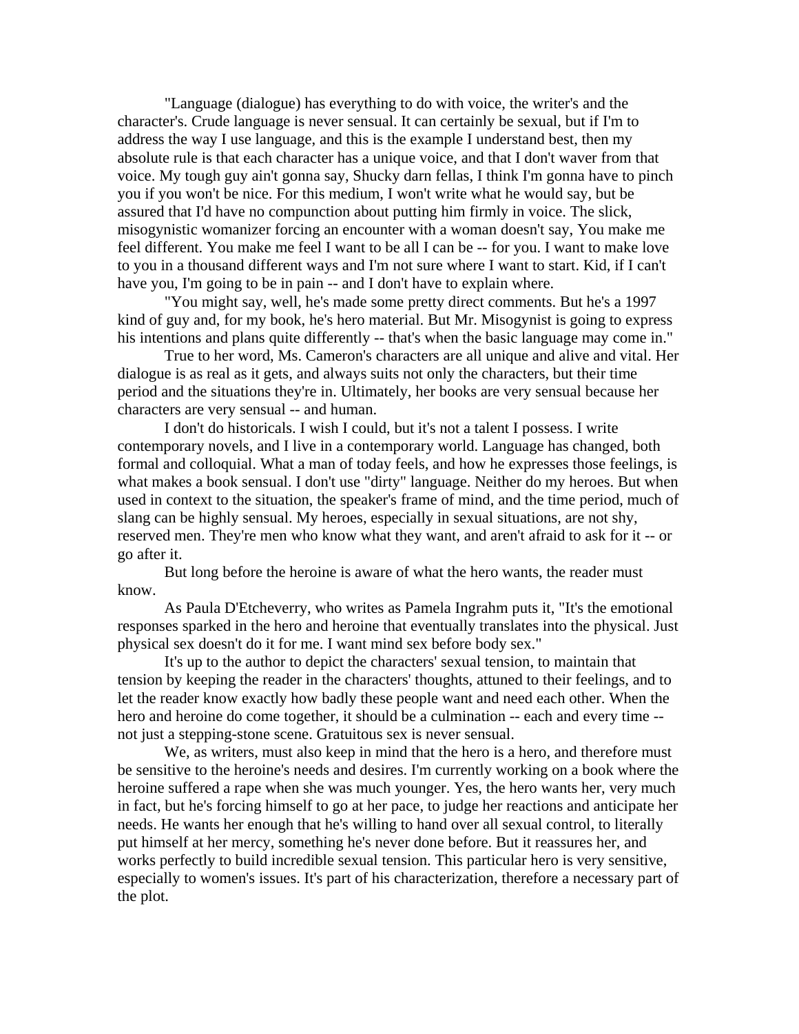"Language (dialogue) has everything to do with voice, the writer's and the character's. Crude language is never sensual. It can certainly be sexual, but if I'm to address the way I use language, and this is the example I understand best, then my absolute rule is that each character has a unique voice, and that I don't waver from that voice. My tough guy ain't gonna say, Shucky darn fellas, I think I'm gonna have to pinch you if you won't be nice. For this medium, I won't write what he would say, but be assured that I'd have no compunction about putting him firmly in voice. The slick, misogynistic womanizer forcing an encounter with a woman doesn't say, You make me feel different. You make me feel I want to be all I can be -- for you. I want to make love to you in a thousand different ways and I'm not sure where I want to start. Kid, if I can't have you, I'm going to be in pain -- and I don't have to explain where.

"You might say, well, he's made some pretty direct comments. But he's a 1997 kind of guy and, for my book, he's hero material. But Mr. Misogynist is going to express his intentions and plans quite differently -- that's when the basic language may come in."

True to her word, Ms. Cameron's characters are all unique and alive and vital. Her dialogue is as real as it gets, and always suits not only the characters, but their time period and the situations they're in. Ultimately, her books are very sensual because her characters are very sensual -- and human.

I don't do historicals. I wish I could, but it's not a talent I possess. I write contemporary novels, and I live in a contemporary world. Language has changed, both formal and colloquial. What a man of today feels, and how he expresses those feelings, is what makes a book sensual. I don't use "dirty" language. Neither do my heroes. But when used in context to the situation, the speaker's frame of mind, and the time period, much of slang can be highly sensual. My heroes, especially in sexual situations, are not shy, reserved men. They're men who know what they want, and aren't afraid to ask for it -- or go after it.

But long before the heroine is aware of what the hero wants, the reader must know.

As Paula D'Etcheverry, who writes as Pamela Ingrahm puts it, "It's the emotional responses sparked in the hero and heroine that eventually translates into the physical. Just physical sex doesn't do it for me. I want mind sex before body sex."

It's up to the author to depict the characters' sexual tension, to maintain that tension by keeping the reader in the characters' thoughts, attuned to their feelings, and to let the reader know exactly how badly these people want and need each other. When the hero and heroine do come together, it should be a culmination -- each and every time -- not just a stepping-stone scene. Gratuitous sex is never sensual.

We, as writers, must also keep in mind that the hero is a hero, and therefore must be sensitive to the heroine's needs and desires. I'm currently working on a book where the heroine suffered a rape when she was much younger. Yes, the hero wants her, very much in fact, but he's forcing himself to go at her pace, to judge her reactions and anticipate her needs. He wants her enough that he's willing to hand over all sexual control, to literally put himself at her mercy, something he's never done before. But it reassures her, and works perfectly to build incredible sexual tension. This particular hero is very sensitive, especially to women's issues. It's part of his characterization, therefore a necessary part of the plot.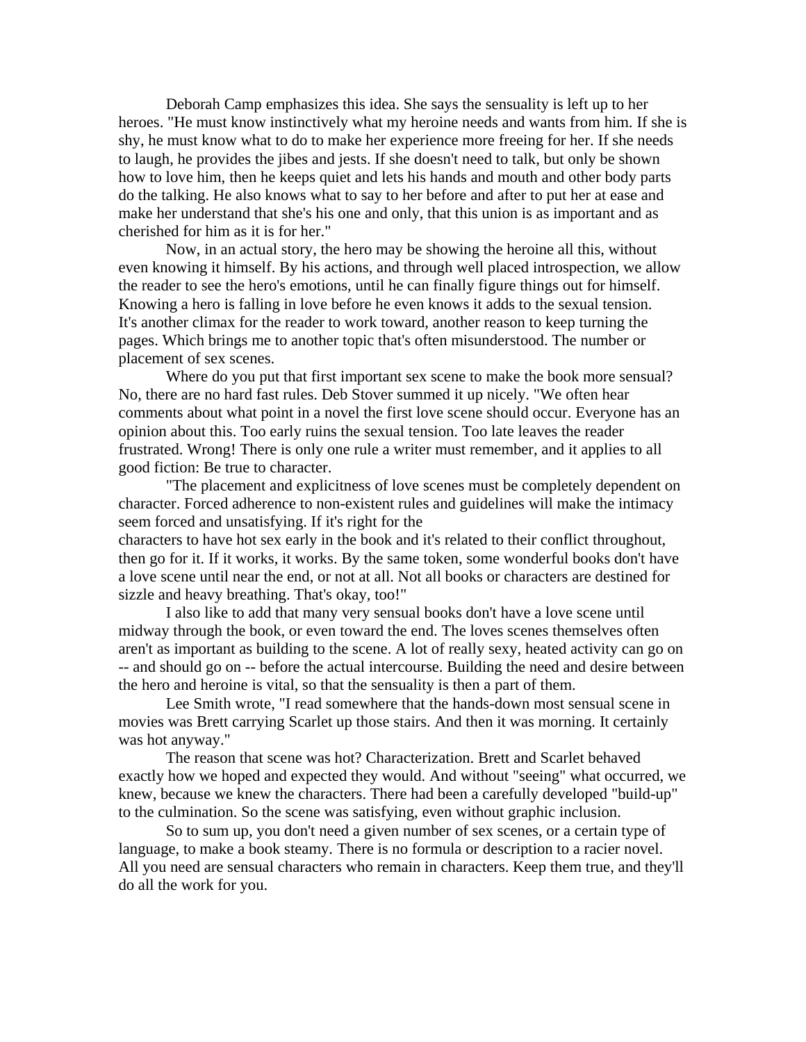Deborah Camp emphasizes this idea. She says the sensuality is left up to her heroes. "He must know instinctively what my heroine needs and wants from him. If she is shy, he must know what to do to make her experience more freeing for her. If she needs to laugh, he provides the jibes and jests. If she doesn't need to talk, but only be shown how to love him, then he keeps quiet and lets his hands and mouth and other body parts do the talking. He also knows what to say to her before and after to put her at ease and make her understand that she's his one and only, that this union is as important and as cherished for him as it is for her."

Now, in an actual story, the hero may be showing the heroine all this, without even knowing it himself. By his actions, and through well placed introspection, we allow the reader to see the hero's emotions, until he can finally figure things out for himself. Knowing a hero is falling in love before he even knows it adds to the sexual tension. It's another climax for the reader to work toward, another reason to keep turning the pages. Which brings me to another topic that's often misunderstood. The number or placement of sex scenes.

Where do you put that first important sex scene to make the book more sensual? No, there are no hard fast rules. Deb Stover summed it up nicely. "We often hear comments about what point in a novel the first love scene should occur. Everyone has an opinion about this. Too early ruins the sexual tension. Too late leaves the reader frustrated. Wrong! There is only one rule a writer must remember, and it applies to all good fiction: Be true to character.

"The placement and explicitness of love scenes must be completely dependent on character. Forced adherence to non-existent rules and guidelines will make the intimacy seem forced and unsatisfying. If it's right for the characters to have hot sex early in the book and it's related to their conflict throughout, then go for it. If it works, it works. By the same token, some wonderful books don't have a love scene until near the end, or not at all. Not all books or characters are destined for sizzle and heavy breathing. That's okay, too!"

I also like to add that many very sensual books don't have a love scene until midway through the book, or even toward the end. The loves scenes themselves often aren't as important as building to the scene. A lot of really sexy, heated activity can go on -- and should go on -- before the actual intercourse. Building the need and desire between the hero and heroine is vital, so that the sensuality is then a part of them.

Lee Smith wrote, "I read somewhere that the hands-down most sensual scene in movies was Brett carrying Scarlet up those stairs. And then it was morning. It certainly was hot anyway."

The reason that scene was hot? Characterization. Brett and Scarlet behaved exactly how we hoped and expected they would. And without "seeing" what occurred, we knew, because we knew the characters. There had been a carefully developed "build-up" to the culmination. So the scene was satisfying, even without graphic inclusion.

So to sum up, you don't need a given number of sex scenes, or a certain type of language, to make a book steamy. There is no formula or description to a racier novel. All you need are sensual characters who remain in characters. Keep them true, and they'll do all the work for you.